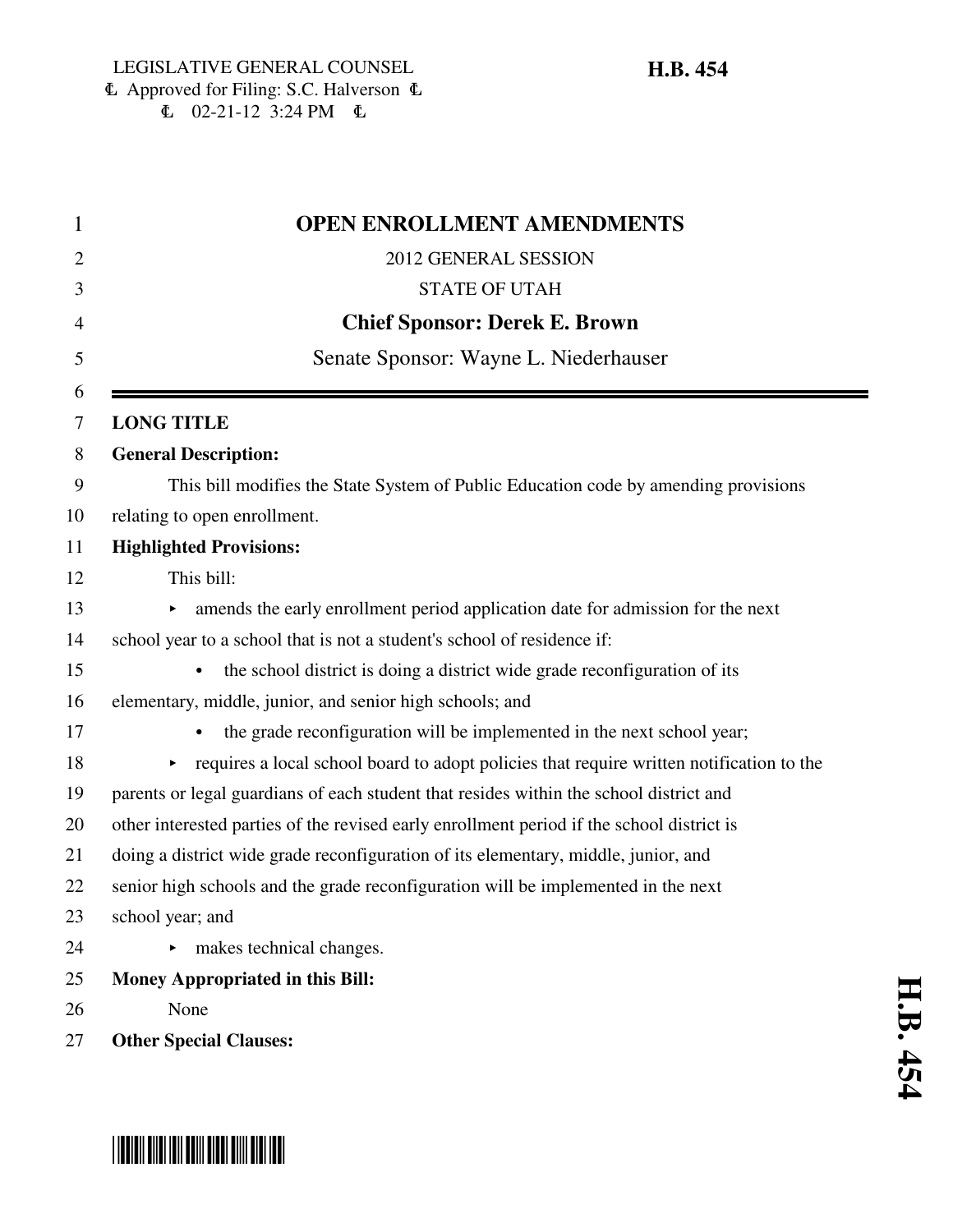LEGISLATIVE GENERAL COUNSEL
Approved for Filing: S.C. Halverson
02-21-12 3:24 PM

**H.B. 454**

# OPEN ENROLLMENT AMENDMENTS

2012 GENERAL SESSION

STATE OF UTAH

**Chief Sponsor: Derek E. Brown**

Senate Sponsor: Wayne L. Niederhauser

---

**LONG TITLE**

**General Description:**

This bill modifies the State System of Public Education code by amending provisions relating to open enrollment.

**Highlighted Provisions:**

This bill:

- amends the early enrollment period application date for admission for the next school year to a school that is not a student's school of residence if:
  - the school district is doing a district wide grade reconfiguration of its elementary, middle, junior, and senior high schools; and
  - the grade reconfiguration will be implemented in the next school year;
- requires a local school board to adopt policies that require written notification to the parents or legal guardians of each student that resides within the school district and other interested parties of the revised early enrollment period if the school district is doing a district wide grade reconfiguration of its elementary, middle, junior, and senior high schools and the grade reconfiguration will be implemented in the next school year; and
- makes technical changes.

**Money Appropriated in this Bill:**

None

**Other Special Clauses:**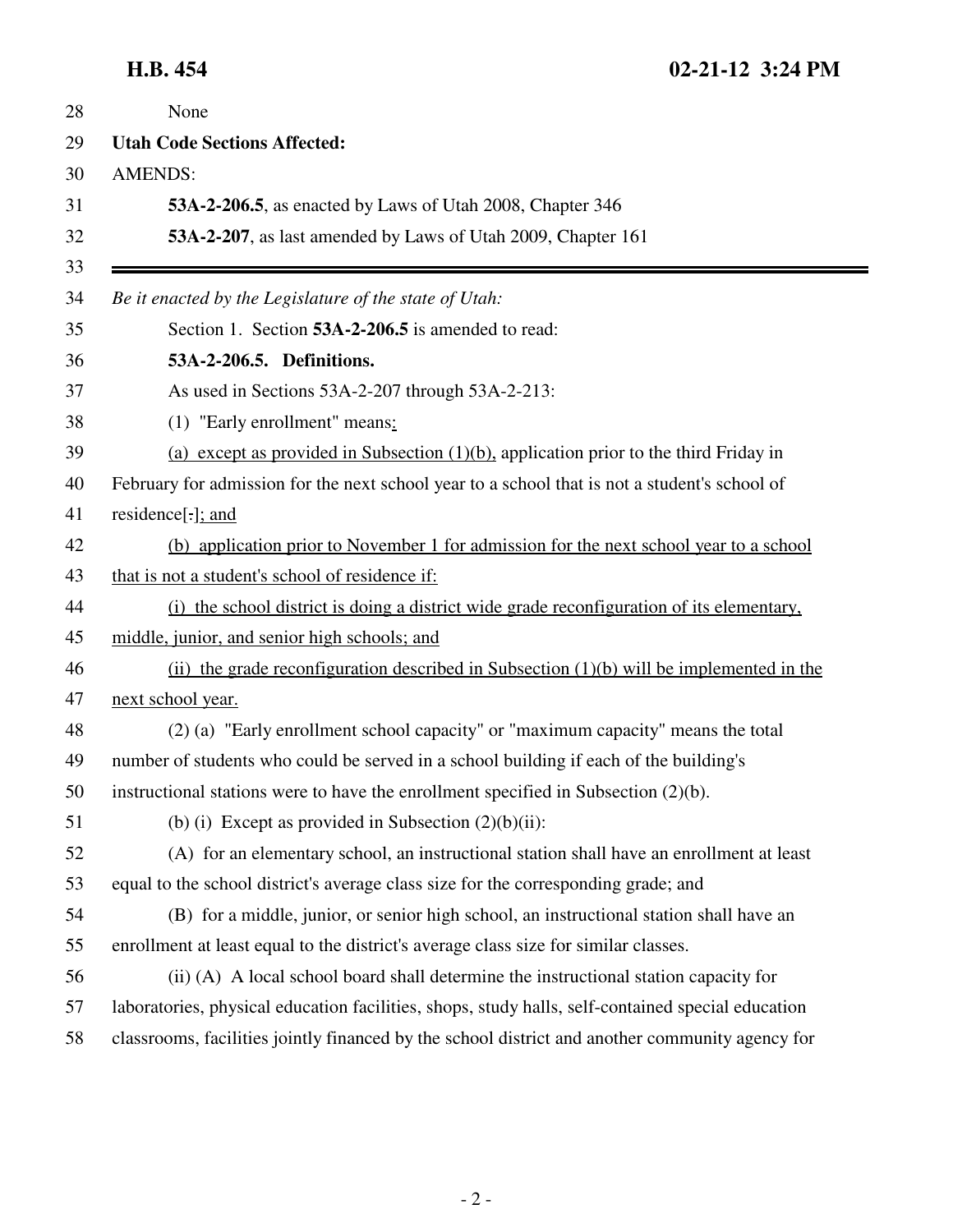None

**Utah Code Sections Affected:**

AMENDS:

**53A-2-206.5**, as enacted by Laws of Utah 2008, Chapter 346

**53A-2-207**, as last amended by Laws of Utah 2009, Chapter 161

---

*Be it enacted by the Legislature of the state of Utah:*

Section 1. Section **53A-2-206.5** is amended to read:

**53A-2-206.5. Definitions.**

As used in Sections 53A-2-207 through 53A-2-213:

(1) "Early enrollment" means:

(a) except as provided in Subsection (1)(b), application prior to the third Friday in February for admission for the next school year to a school that is not a student's school of residence[.]; and

(b) application prior to November 1 for admission for the next school year to a school that is not a student's school of residence if:

(i) the school district is doing a district wide grade reconfiguration of its elementary, middle, junior, and senior high schools; and

(ii) the grade reconfiguration described in Subsection (1)(b) will be implemented in the next school year.

(2) (a) "Early enrollment school capacity" or "maximum capacity" means the total number of students who could be served in a school building if each of the building's instructional stations were to have the enrollment specified in Subsection (2)(b).

(b) (i) Except as provided in Subsection (2)(b)(ii):

(A) for an elementary school, an instructional station shall have an enrollment at least equal to the school district's average class size for the corresponding grade; and

(B) for a middle, junior, or senior high school, an instructional station shall have an enrollment at least equal to the district's average class size for similar classes.

(ii) (A) A local school board shall determine the instructional station capacity for laboratories, physical education facilities, shops, study halls, self-contained special education classrooms, facilities jointly financed by the school district and another community agency for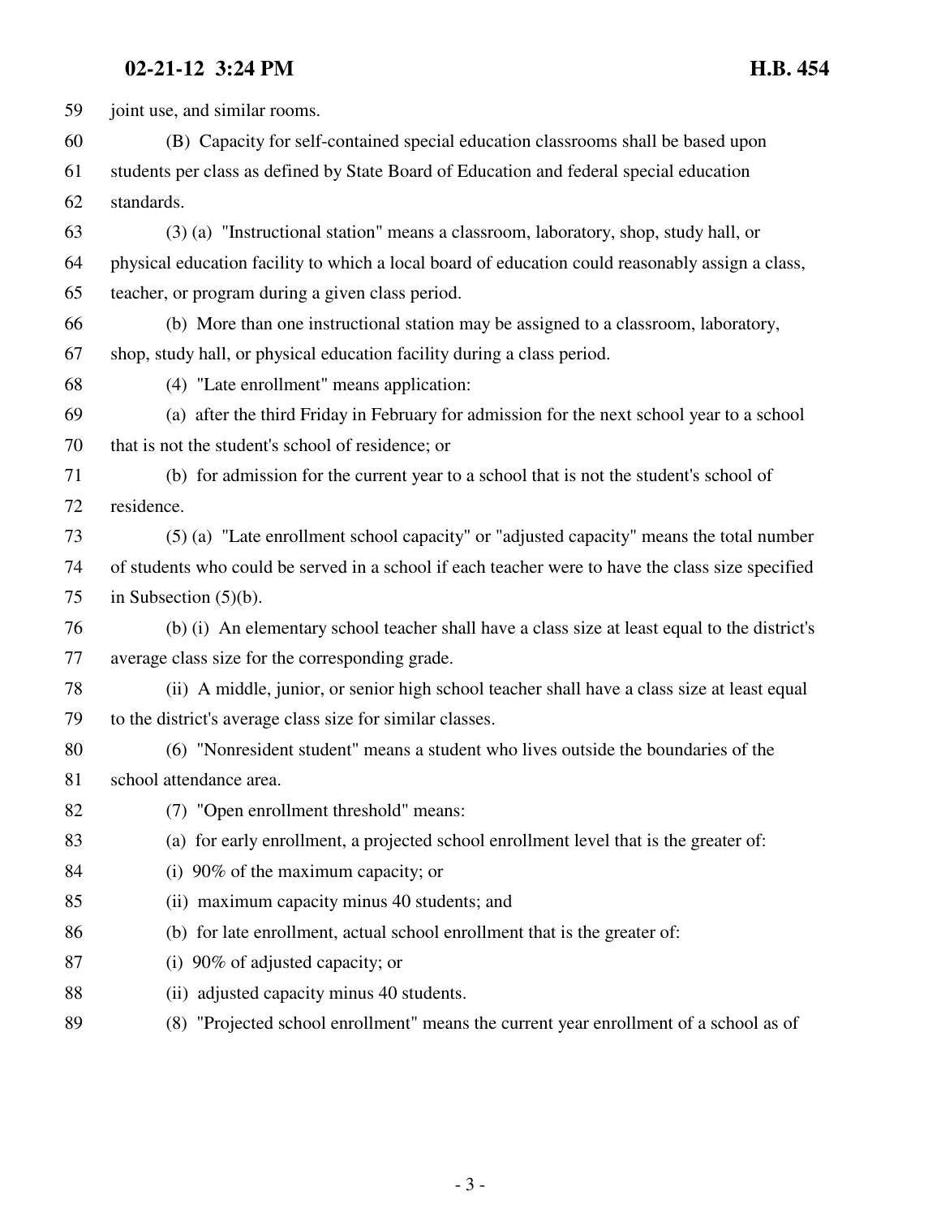joint use, and similar rooms.

(B) Capacity for self-contained special education classrooms shall be based upon students per class as defined by State Board of Education and federal special education standards.

(3) (a) "Instructional station" means a classroom, laboratory, shop, study hall, or physical education facility to which a local board of education could reasonably assign a class, teacher, or program during a given class period.

(b) More than one instructional station may be assigned to a classroom, laboratory, shop, study hall, or physical education facility during a class period.

(4) "Late enrollment" means application:

(a) after the third Friday in February for admission for the next school year to a school that is not the student's school of residence; or

(b) for admission for the current year to a school that is not the student's school of residence.

(5) (a) "Late enrollment school capacity" or "adjusted capacity" means the total number of students who could be served in a school if each teacher were to have the class size specified in Subsection (5)(b).

(b) (i) An elementary school teacher shall have a class size at least equal to the district's average class size for the corresponding grade.

(ii) A middle, junior, or senior high school teacher shall have a class size at least equal to the district's average class size for similar classes.

(6) "Nonresident student" means a student who lives outside the boundaries of the school attendance area.

(7) "Open enrollment threshold" means:

(a) for early enrollment, a projected school enrollment level that is the greater of:

(i) 90% of the maximum capacity; or

(ii) maximum capacity minus 40 students; and

(b) for late enrollment, actual school enrollment that is the greater of:

(i) 90% of adjusted capacity; or

(ii) adjusted capacity minus 40 students.

(8) "Projected school enrollment" means the current year enrollment of a school as of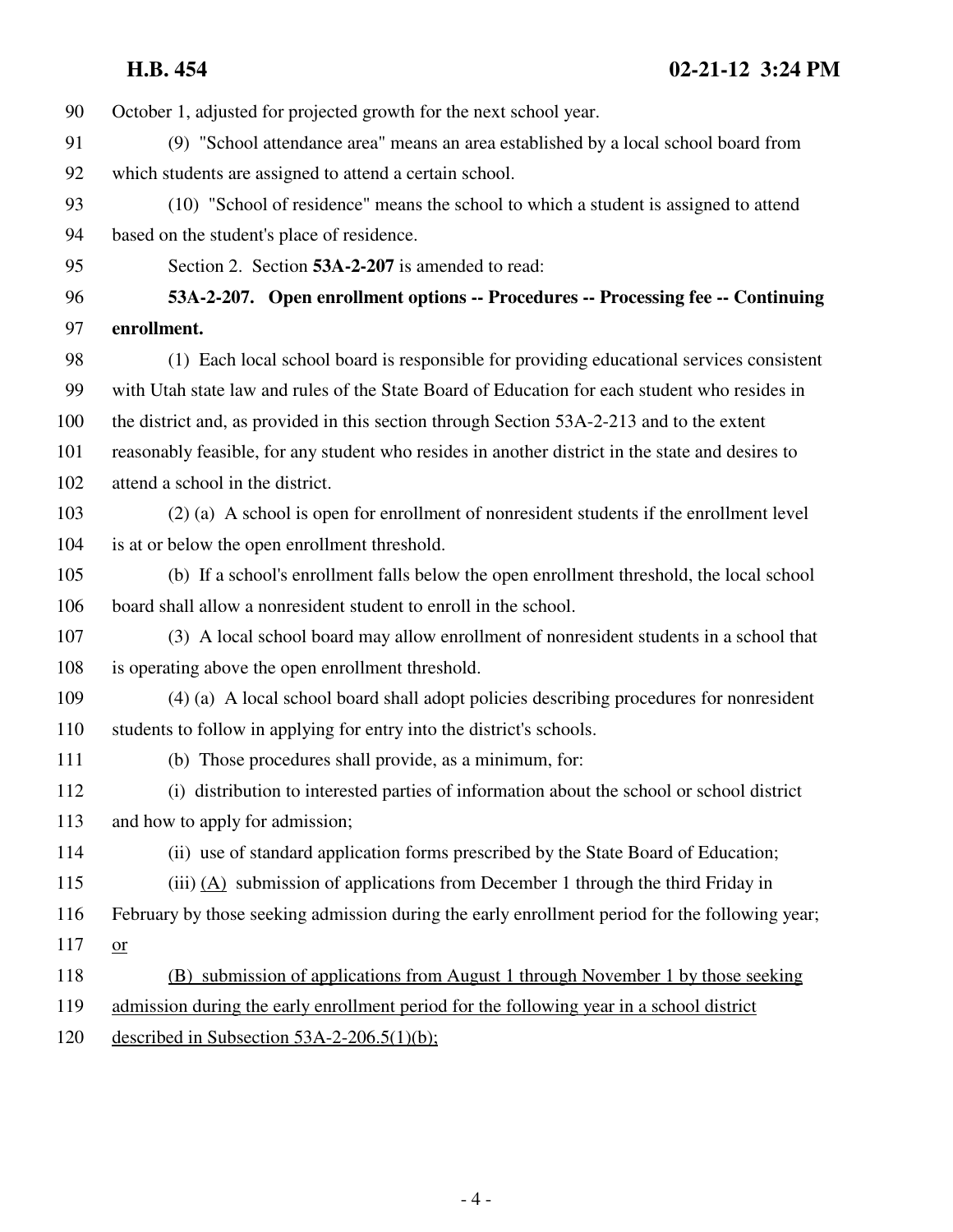October 1, adjusted for projected growth for the next school year.

(9) "School attendance area" means an area established by a local school board from which students are assigned to attend a certain school.

(10) "School of residence" means the school to which a student is assigned to attend based on the student's place of residence.

Section 2. Section **53A-2-207** is amended to read:

**53A-2-207. Open enrollment options -- Procedures -- Processing fee -- Continuing enrollment.**

(1) Each local school board is responsible for providing educational services consistent with Utah state law and rules of the State Board of Education for each student who resides in the district and, as provided in this section through Section 53A-2-213 and to the extent reasonably feasible, for any student who resides in another district in the state and desires to attend a school in the district.

(2) (a) A school is open for enrollment of nonresident students if the enrollment level is at or below the open enrollment threshold.

(b) If a school's enrollment falls below the open enrollment threshold, the local school board shall allow a nonresident student to enroll in the school.

(3) A local school board may allow enrollment of nonresident students in a school that is operating above the open enrollment threshold.

(4) (a) A local school board shall adopt policies describing procedures for nonresident students to follow in applying for entry into the district's schools.

(b) Those procedures shall provide, as a minimum, for:

(i) distribution to interested parties of information about the school or school district and how to apply for admission;

(ii) use of standard application forms prescribed by the State Board of Education;

(iii) <u>(A)</u> submission of applications from December 1 through the third Friday in February by those seeking admission during the early enrollment period for the following year; <u>or</u>

<u>(B) submission of applications from August 1 through November 1 by those seeking admission during the early enrollment period for the following year in a school district described in Subsection 53A-2-206.5(1)(b);</u>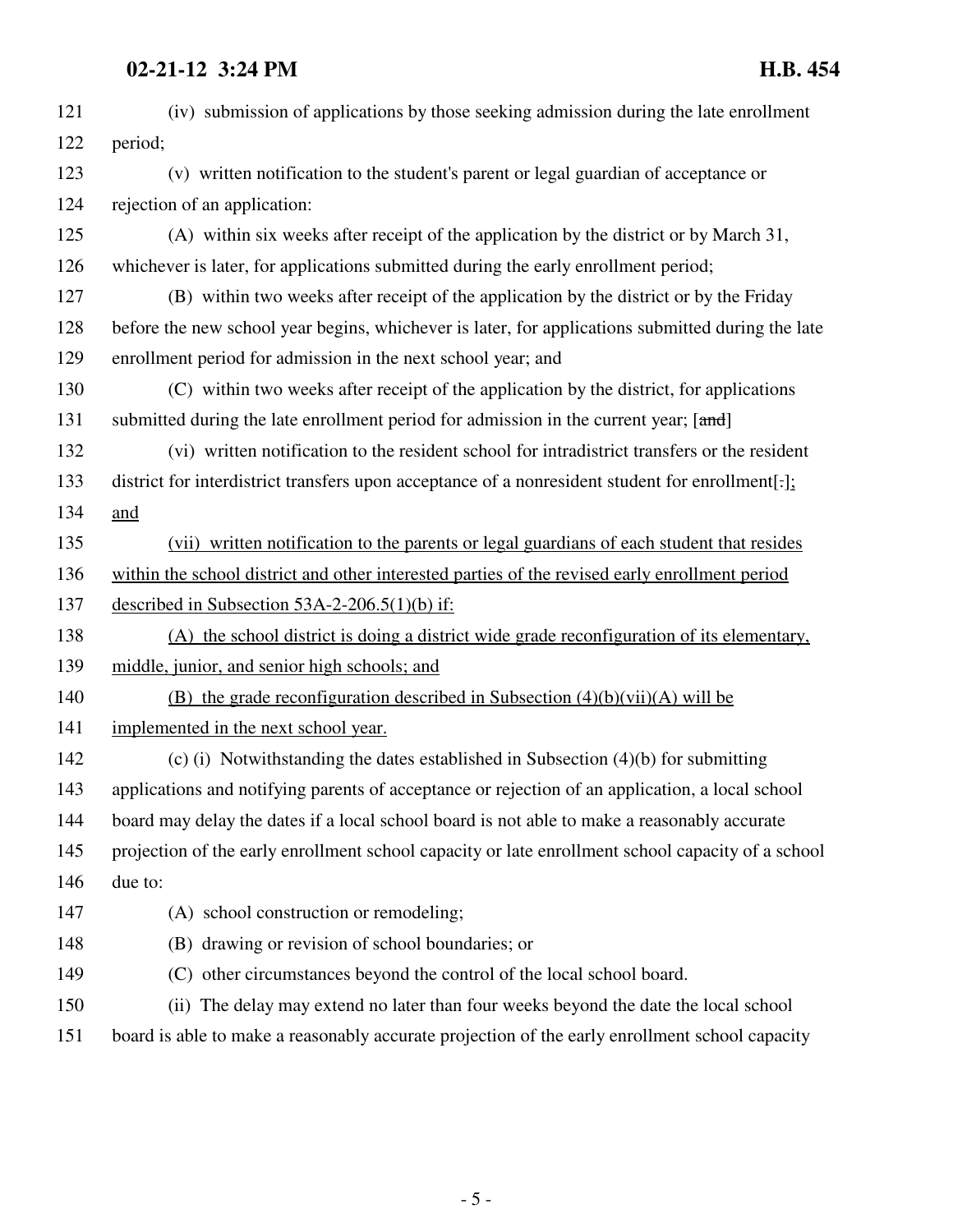(iv) submission of applications by those seeking admission during the late enrollment period;

(v) written notification to the student's parent or legal guardian of acceptance or rejection of an application:

(A) within six weeks after receipt of the application by the district or by March 31, whichever is later, for applications submitted during the early enrollment period;

(B) within two weeks after receipt of the application by the district or by the Friday before the new school year begins, whichever is later, for applications submitted during the late enrollment period for admission in the next school year; and

(C) within two weeks after receipt of the application by the district, for applications submitted during the late enrollment period for admission in the current year; [~~and~~]

(vi) written notification to the resident school for intradistrict transfers or the resident district for interdistrict transfers upon acceptance of a nonresident student for enrollment[~~.~~]<u>; and</u>

<u>(vii) written notification to the parents or legal guardians of each student that resides within the school district and other interested parties of the revised early enrollment period described in Subsection 53A-2-206.5(1)(b) if:</u>

<u>(A) the school district is doing a district wide grade reconfiguration of its elementary, middle, junior, and senior high schools; and</u>

<u>(B) the grade reconfiguration described in Subsection (4)(b)(vii)(A) will be implemented in the next school year.</u>

(c) (i) Notwithstanding the dates established in Subsection (4)(b) for submitting applications and notifying parents of acceptance or rejection of an application, a local school board may delay the dates if a local school board is not able to make a reasonably accurate projection of the early enrollment school capacity or late enrollment school capacity of a school due to:

(A) school construction or remodeling;

(B) drawing or revision of school boundaries; or

(C) other circumstances beyond the control of the local school board.

(ii) The delay may extend no later than four weeks beyond the date the local school board is able to make a reasonably accurate projection of the early enrollment school capacity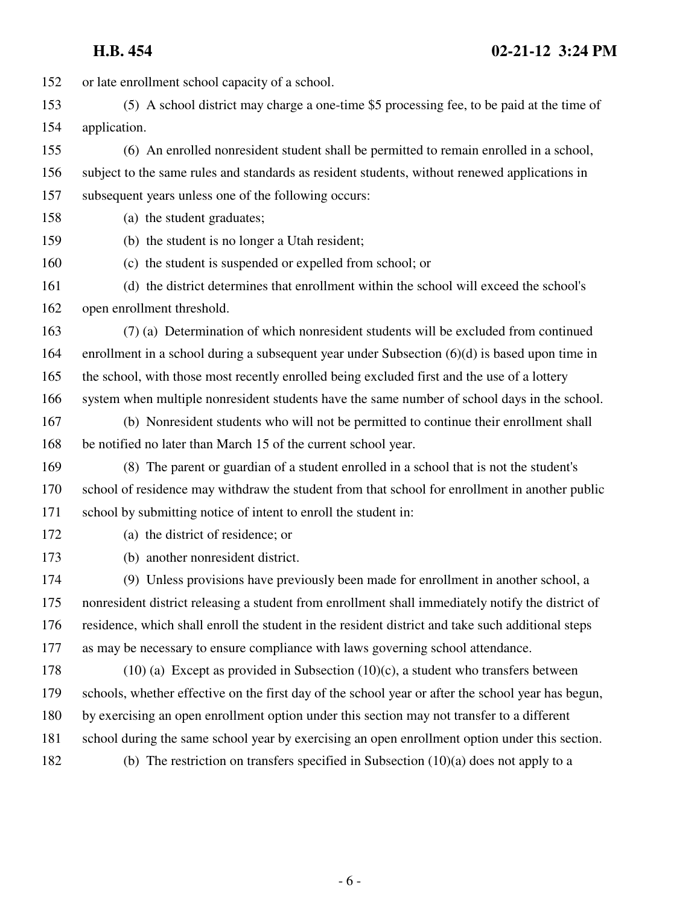152 or late enrollment school capacity of a school.

153 (5) A school district may charge a one-time $5 processing fee, to be paid at the time of
154 application.

155 (6) An enrolled nonresident student shall be permitted to remain enrolled in a school,
156 subject to the same rules and standards as resident students, without renewed applications in
157 subsequent years unless one of the following occurs:

158 (a) the student graduates;

159 (b) the student is no longer a Utah resident;

160 (c) the student is suspended or expelled from school; or

161 (d) the district determines that enrollment within the school will exceed the school's
162 open enrollment threshold.

163 (7) (a) Determination of which nonresident students will be excluded from continued
164 enrollment in a school during a subsequent year under Subsection (6)(d) is based upon time in
165 the school, with those most recently enrolled being excluded first and the use of a lottery
166 system when multiple nonresident students have the same number of school days in the school.

167 (b) Nonresident students who will not be permitted to continue their enrollment shall
168 be notified no later than March 15 of the current school year.

169 (8) The parent or guardian of a student enrolled in a school that is not the student's
170 school of residence may withdraw the student from that school for enrollment in another public
171 school by submitting notice of intent to enroll the student in:

172 (a) the district of residence; or

173 (b) another nonresident district.

174 (9) Unless provisions have previously been made for enrollment in another school, a
175 nonresident district releasing a student from enrollment shall immediately notify the district of
176 residence, which shall enroll the student in the resident district and take such additional steps
177 as may be necessary to ensure compliance with laws governing school attendance.

178 (10) (a) Except as provided in Subsection (10)(c), a student who transfers between
179 schools, whether effective on the first day of the school year or after the school year has begun,
180 by exercising an open enrollment option under this section may not transfer to a different
181 school during the same school year by exercising an open enrollment option under this section.

182 (b) The restriction on transfers specified in Subsection (10)(a) does not apply to a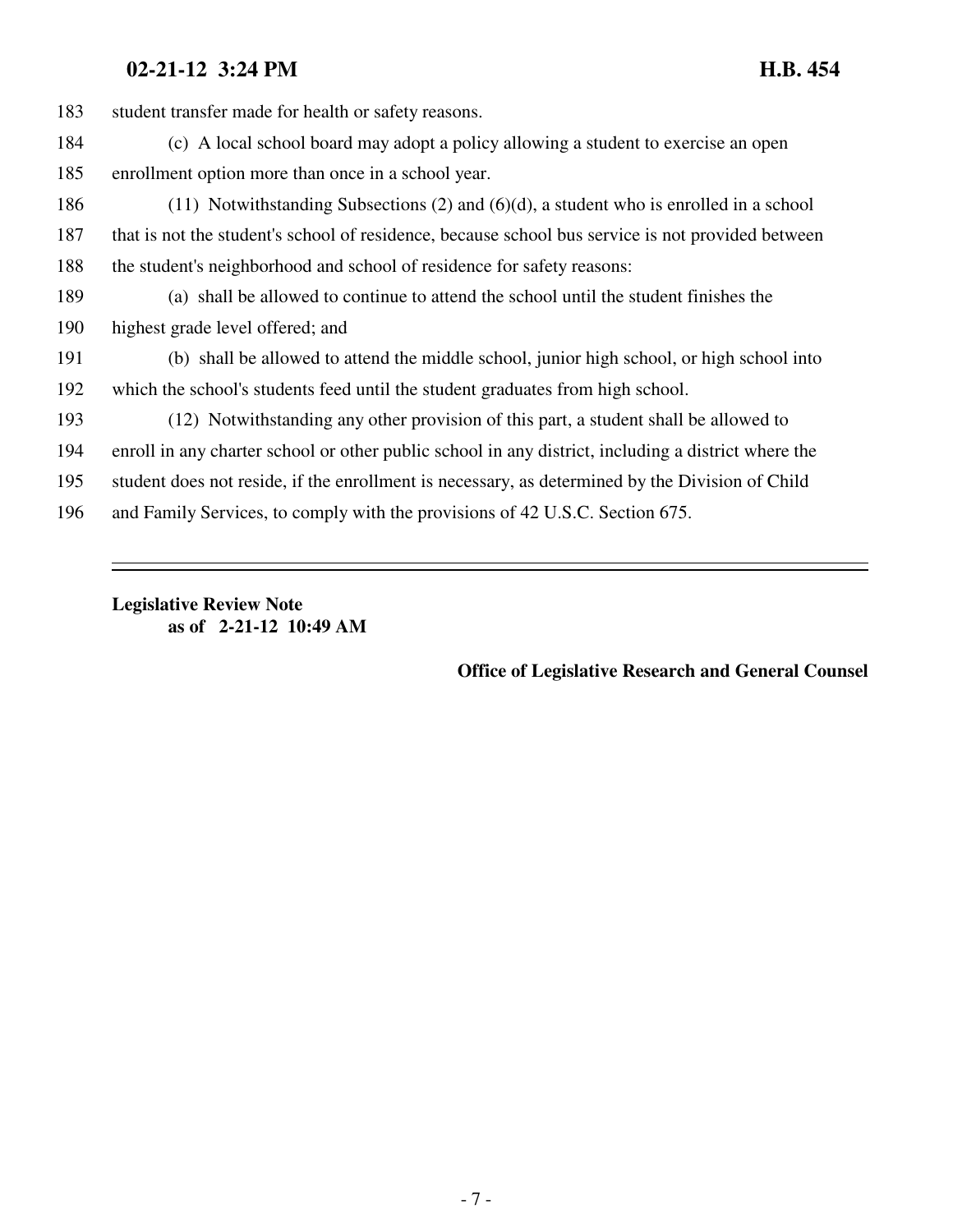student transfer made for health or safety reasons.

(c) A local school board may adopt a policy allowing a student to exercise an open enrollment option more than once in a school year.

(11) Notwithstanding Subsections (2) and (6)(d), a student who is enrolled in a school that is not the student's school of residence, because school bus service is not provided between the student's neighborhood and school of residence for safety reasons:

(a) shall be allowed to continue to attend the school until the student finishes the highest grade level offered; and

(b) shall be allowed to attend the middle school, junior high school, or high school into which the school's students feed until the student graduates from high school.

(12) Notwithstanding any other provision of this part, a student shall be allowed to enroll in any charter school or other public school in any district, including a district where the student does not reside, if the enrollment is necessary, as determined by the Division of Child and Family Services, to comply with the provisions of 42 U.S.C. Section 675.

---

**Legislative Review Note**
**as of 2-21-12 10:49 AM**

**Office of Legislative Research and General Counsel**